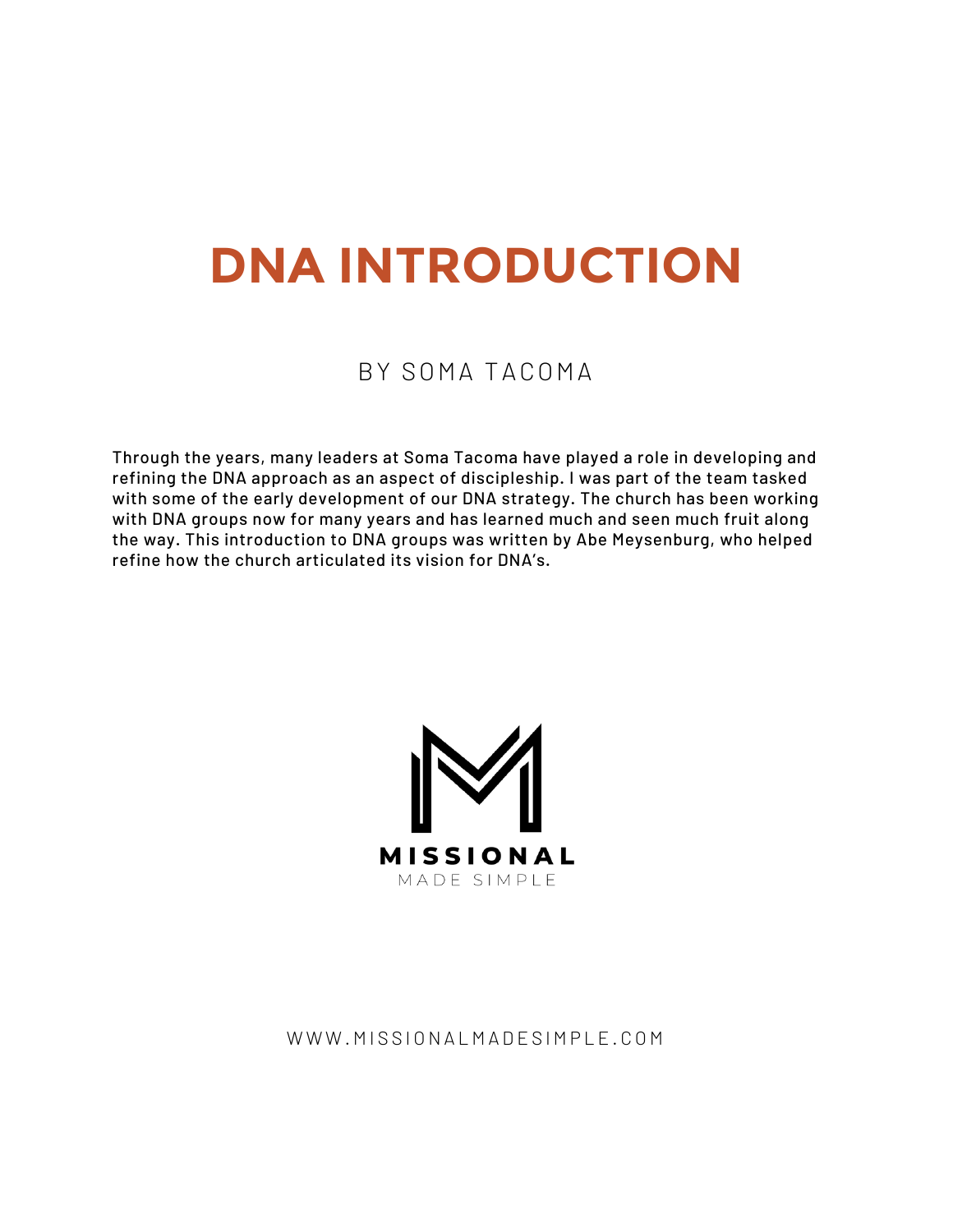# DNA INTRODUCTION

BY SOMA TACOMA

Through the years, many leaders at Soma Tacoma have played a role in developing and refining the DNA approach as an aspect of discipleship. I was part of the team tasked with some of the early development of our DNA strategy. The church has been working with DNA groups now for many years and has learned much and seen much fruit along the way. This introduction to DNA groups was written by Abe Meysenburg, who helped refine how the church articulated its vision for DNA's.

MISSIONAL

MADE SIMPLE

WWW.MISSIONALMADESIMPLE.COM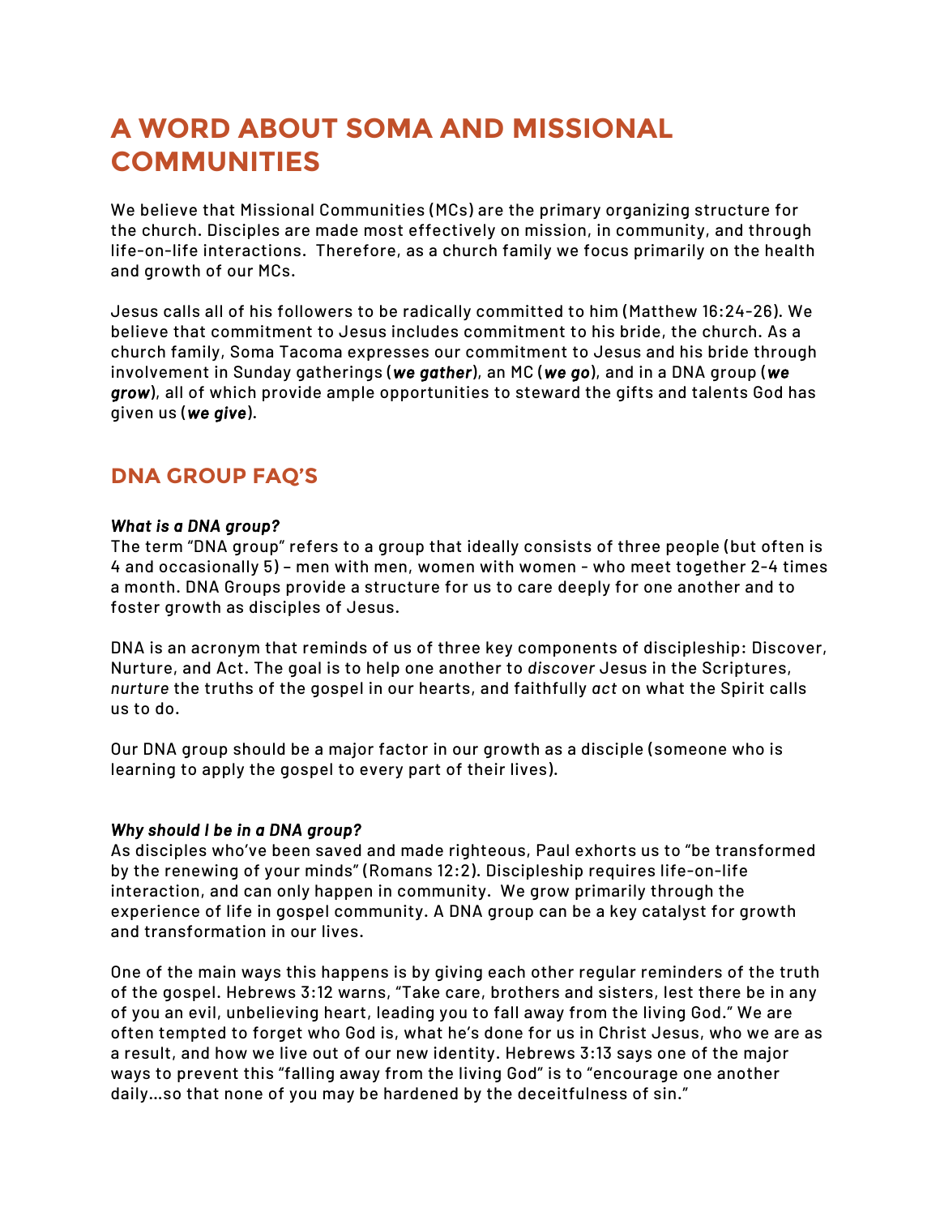# A WORD ABOUT SOMA AND MISSIONAL COMMUNITIES

We believe that Missional Communities (MCs) are the primary organizing structure for the church. Disciples are made most effectively on mission, in community, and through life-on-life interactions. Therefore, as a church family we focus primarily on the health and growth of our MCs.

Jesus calls all of his followers to be radically committed to him (Matthew 16:24-26). We believe that commitment to Jesus includes commitment to his bride, the church. As a church family, Soma Tacoma expresses our commitment to Jesus and his bride through involvement in Sunday gatherings (***we gather***), an MC (***we go***), and in a DNA group (***we grow***), all of which provide ample opportunities to steward the gifts and talents God has given us (***we give***).

## DNA GROUP FAQ'S

***What is a DNA group?***
The term "DNA group" refers to a group that ideally consists of three people (but often is 4 and occasionally 5) – men with men, women with women - who meet together 2-4 times a month. DNA Groups provide a structure for us to care deeply for one another and to foster growth as disciples of Jesus.

DNA is an acronym that reminds of us of three key components of discipleship: Discover, Nurture, and Act. The goal is to help one another to *discover* Jesus in the Scriptures, *nurture* the truths of the gospel in our hearts, and faithfully *act* on what the Spirit calls us to do.

Our DNA group should be a major factor in our growth as a disciple (someone who is learning to apply the gospel to every part of their lives).

***Why should I be in a DNA group?***
As disciples who've been saved and made righteous, Paul exhorts us to "be transformed by the renewing of your minds" (Romans 12:2). Discipleship requires life-on-life interaction, and can only happen in community. We grow primarily through the experience of life in gospel community. A DNA group can be a key catalyst for growth and transformation in our lives.

One of the main ways this happens is by giving each other regular reminders of the truth of the gospel. Hebrews 3:12 warns, "Take care, brothers and sisters, lest there be in any of you an evil, unbelieving heart, leading you to fall away from the living God." We are often tempted to forget who God is, what he's done for us in Christ Jesus, who we are as a result, and how we live out of our new identity. Hebrews 3:13 says one of the major ways to prevent this "falling away from the living God" is to "encourage one another daily…so that none of you may be hardened by the deceitfulness of sin."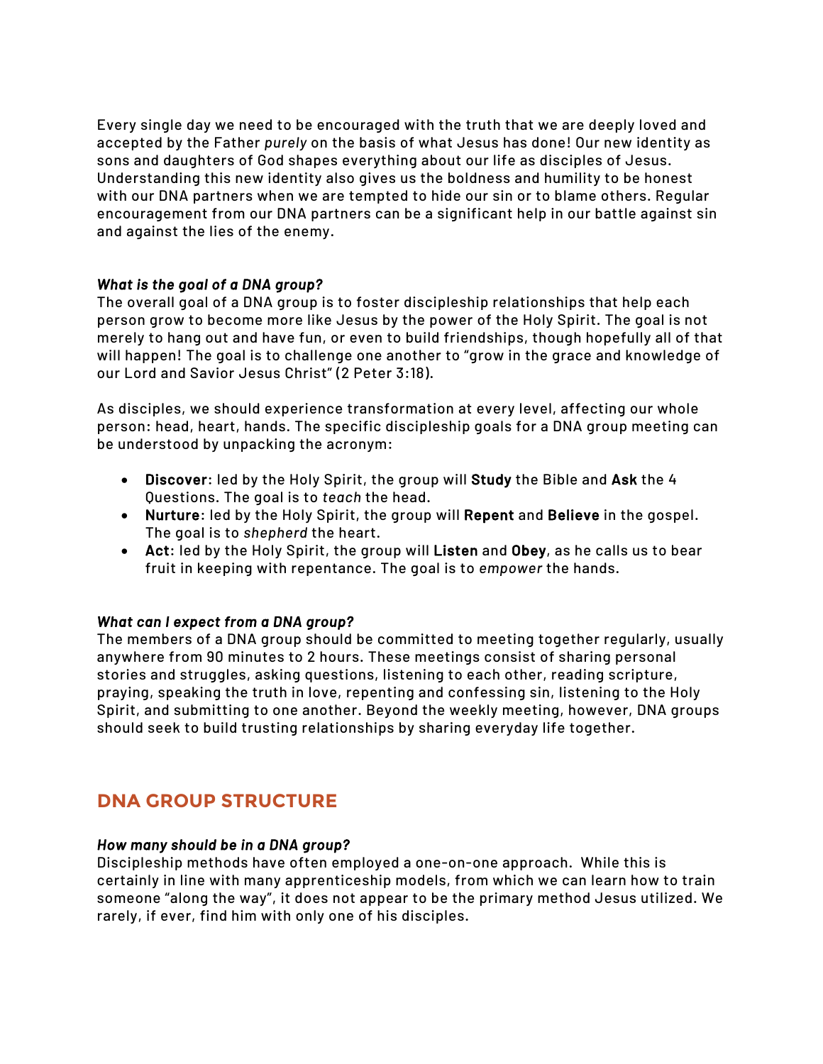Every single day we need to be encouraged with the truth that we are deeply loved and accepted by the Father *purely* on the basis of what Jesus has done! Our new identity as sons and daughters of God shapes everything about our life as disciples of Jesus. Understanding this new identity also gives us the boldness and humility to be honest with our DNA partners when we are tempted to hide our sin or to blame others. Regular encouragement from our DNA partners can be a significant help in our battle against sin and against the lies of the enemy.

***What is the goal of a DNA group?***
The overall goal of a DNA group is to foster discipleship relationships that help each person grow to become more like Jesus by the power of the Holy Spirit. The goal is not merely to hang out and have fun, or even to build friendships, though hopefully all of that will happen! The goal is to challenge one another to "grow in the grace and knowledge of our Lord and Savior Jesus Christ" (2 Peter 3:18).

As disciples, we should experience transformation at every level, affecting our whole person: head, heart, hands. The specific discipleship goals for a DNA group meeting can be understood by unpacking the acronym:

- **Discover**: led by the Holy Spirit, the group will **Study** the Bible and **Ask** the 4 Questions. The goal is to *teach* the head.
- **Nurture**: led by the Holy Spirit, the group will **Repent** and **Believe** in the gospel. The goal is to *shepherd* the heart.
- **Act**: led by the Holy Spirit, the group will **Listen** and **Obey**, as he calls us to bear fruit in keeping with repentance. The goal is to *empower* the hands.

***What can I expect from a DNA group?***
The members of a DNA group should be committed to meeting together regularly, usually anywhere from 90 minutes to 2 hours. These meetings consist of sharing personal stories and struggles, asking questions, listening to each other, reading scripture, praying, speaking the truth in love, repenting and confessing sin, listening to the Holy Spirit, and submitting to one another. Beyond the weekly meeting, however, DNA groups should seek to build trusting relationships by sharing everyday life together.

## DNA GROUP STRUCTURE

***How many should be in a DNA group?***
Discipleship methods have often employed a one-on-one approach. While this is certainly in line with many apprenticeship models, from which we can learn how to train someone "along the way", it does not appear to be the primary method Jesus utilized. We rarely, if ever, find him with only one of his disciples.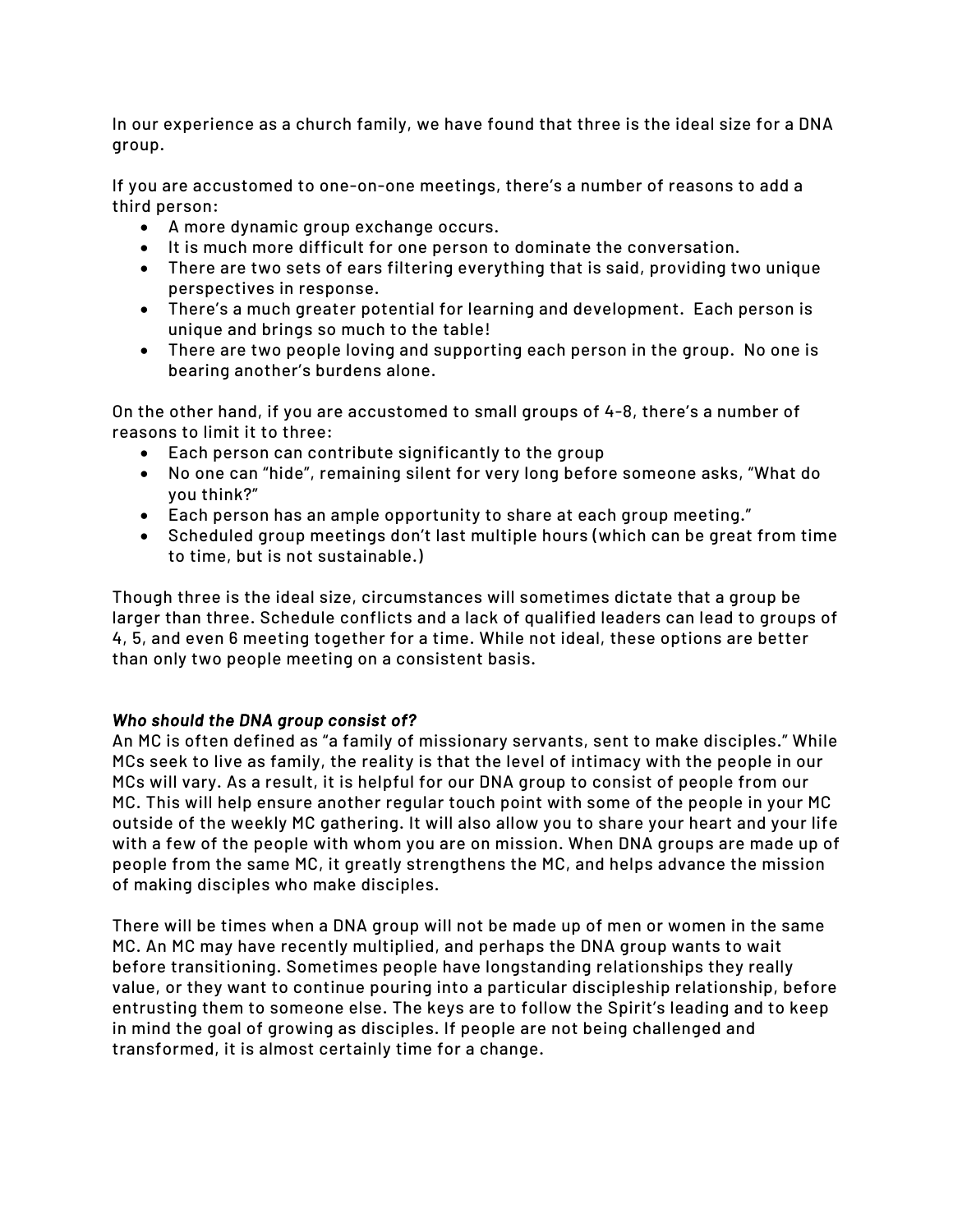In our experience as a church family, we have found that three is the ideal size for a DNA group.

If you are accustomed to one-on-one meetings, there's a number of reasons to add a third person:

- A more dynamic group exchange occurs.
- It is much more difficult for one person to dominate the conversation.
- There are two sets of ears filtering everything that is said, providing two unique perspectives in response.
- There's a much greater potential for learning and development. Each person is unique and brings so much to the table!
- There are two people loving and supporting each person in the group. No one is bearing another's burdens alone.

On the other hand, if you are accustomed to small groups of 4-8, there's a number of reasons to limit it to three:

- Each person can contribute significantly to the group
- No one can "hide", remaining silent for very long before someone asks, "What do you think?"
- Each person has an ample opportunity to share at each group meeting."
- Scheduled group meetings don't last multiple hours (which can be great from time to time, but is not sustainable.)

Though three is the ideal size, circumstances will sometimes dictate that a group be larger than three. Schedule conflicts and a lack of qualified leaders can lead to groups of 4, 5, and even 6 meeting together for a time. While not ideal, these options are better than only two people meeting on a consistent basis.

***Who should the DNA group consist of?***

An MC is often defined as "a family of missionary servants, sent to make disciples." While MCs seek to live as family, the reality is that the level of intimacy with the people in our MCs will vary. As a result, it is helpful for our DNA group to consist of people from our MC. This will help ensure another regular touch point with some of the people in your MC outside of the weekly MC gathering. It will also allow you to share your heart and your life with a few of the people with whom you are on mission. When DNA groups are made up of people from the same MC, it greatly strengthens the MC, and helps advance the mission of making disciples who make disciples.

There will be times when a DNA group will not be made up of men or women in the same MC. An MC may have recently multiplied, and perhaps the DNA group wants to wait before transitioning. Sometimes people have longstanding relationships they really value, or they want to continue pouring into a particular discipleship relationship, before entrusting them to someone else. The keys are to follow the Spirit's leading and to keep in mind the goal of growing as disciples. If people are not being challenged and transformed, it is almost certainly time for a change.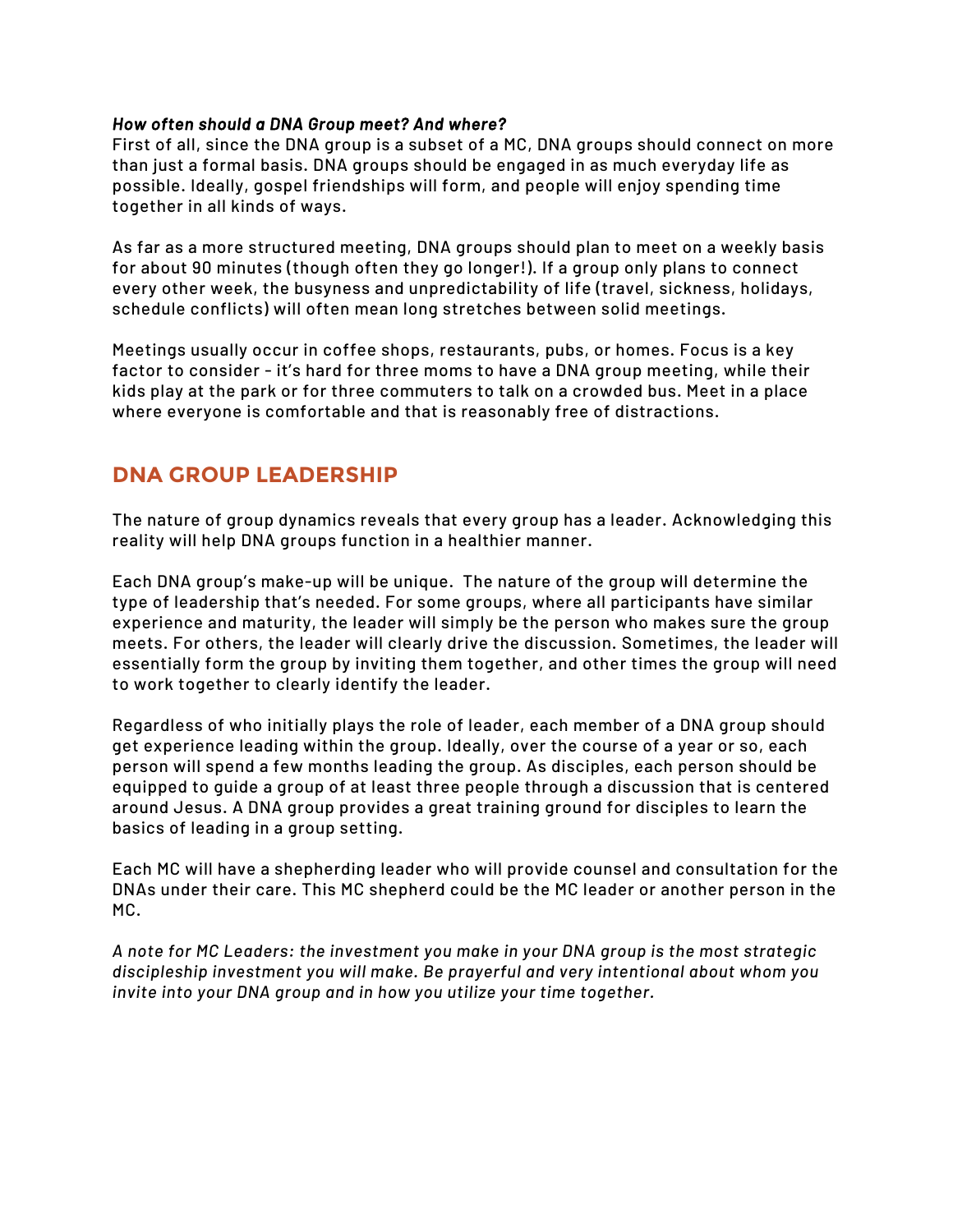***How often should a DNA Group meet? And where?***

First of all, since the DNA group is a subset of a MC, DNA groups should connect on more than just a formal basis. DNA groups should be engaged in as much everyday life as possible. Ideally, gospel friendships will form, and people will enjoy spending time together in all kinds of ways.

As far as a more structured meeting, DNA groups should plan to meet on a weekly basis for about 90 minutes (though often they go longer!). If a group only plans to connect every other week, the busyness and unpredictability of life (travel, sickness, holidays, schedule conflicts) will often mean long stretches between solid meetings.

Meetings usually occur in coffee shops, restaurants, pubs, or homes. Focus is a key factor to consider - it's hard for three moms to have a DNA group meeting, while their kids play at the park or for three commuters to talk on a crowded bus. Meet in a place where everyone is comfortable and that is reasonably free of distractions.

## DNA GROUP LEADERSHIP

The nature of group dynamics reveals that every group has a leader. Acknowledging this reality will help DNA groups function in a healthier manner.

Each DNA group's make-up will be unique. The nature of the group will determine the type of leadership that's needed. For some groups, where all participants have similar experience and maturity, the leader will simply be the person who makes sure the group meets. For others, the leader will clearly drive the discussion. Sometimes, the leader will essentially form the group by inviting them together, and other times the group will need to work together to clearly identify the leader.

Regardless of who initially plays the role of leader, each member of a DNA group should get experience leading within the group. Ideally, over the course of a year or so, each person will spend a few months leading the group. As disciples, each person should be equipped to guide a group of at least three people through a discussion that is centered around Jesus. A DNA group provides a great training ground for disciples to learn the basics of leading in a group setting.

Each MC will have a shepherding leader who will provide counsel and consultation for the DNAs under their care. This MC shepherd could be the MC leader or another person in the MC.

*A note for MC Leaders: the investment you make in your DNA group is the most strategic discipleship investment you will make. Be prayerful and very intentional about whom you invite into your DNA group and in how you utilize your time together.*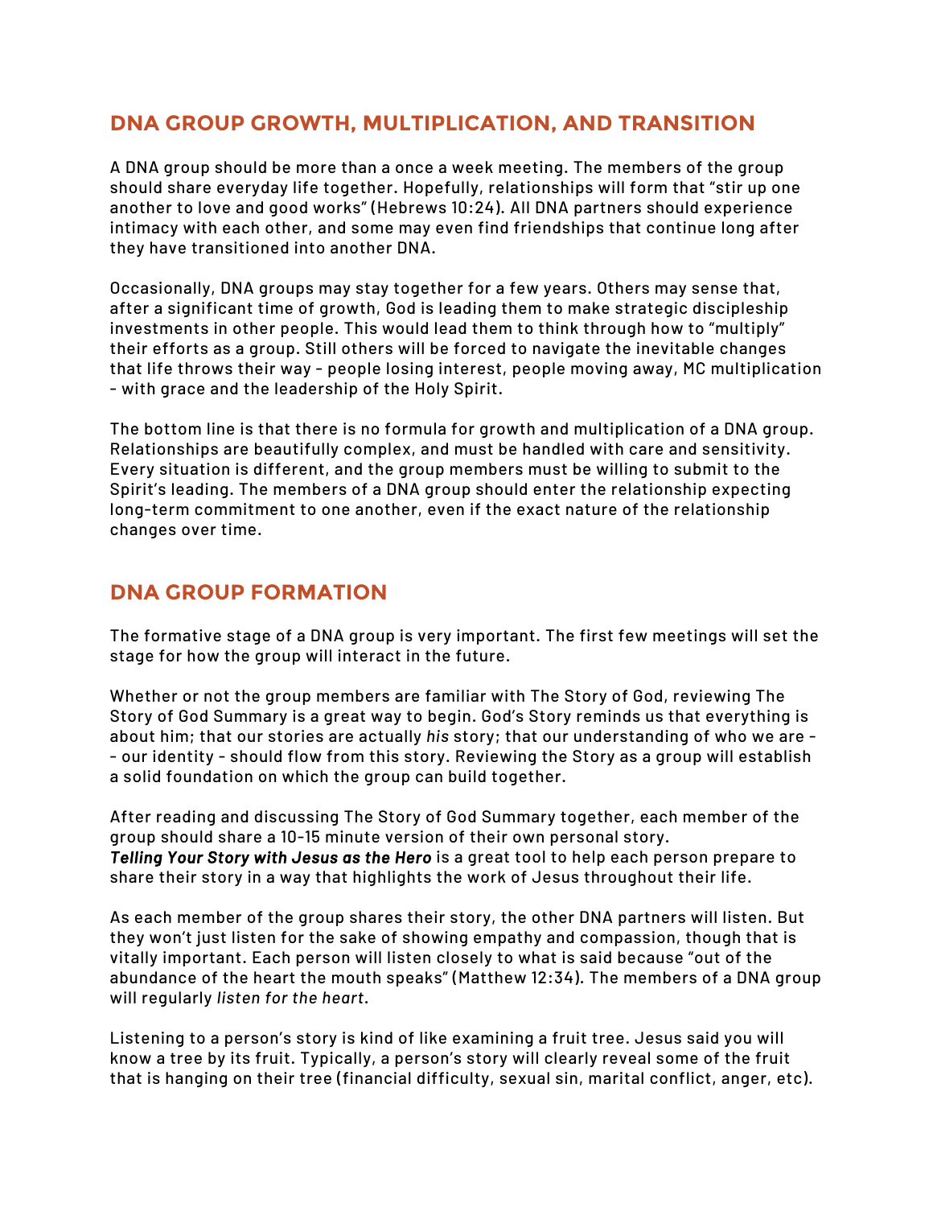## DNA GROUP GROWTH, MULTIPLICATION, AND TRANSITION

A DNA group should be more than a once a week meeting. The members of the group should share everyday life together. Hopefully, relationships will form that "stir up one another to love and good works" (Hebrews 10:24). All DNA partners should experience intimacy with each other, and some may even find friendships that continue long after they have transitioned into another DNA.

Occasionally, DNA groups may stay together for a few years. Others may sense that, after a significant time of growth, God is leading them to make strategic discipleship investments in other people. This would lead them to think through how to "multiply" their efforts as a group. Still others will be forced to navigate the inevitable changes that life throws their way - people losing interest, people moving away, MC multiplication - with grace and the leadership of the Holy Spirit.

The bottom line is that there is no formula for growth and multiplication of a DNA group. Relationships are beautifully complex, and must be handled with care and sensitivity. Every situation is different, and the group members must be willing to submit to the Spirit's leading. The members of a DNA group should enter the relationship expecting long-term commitment to one another, even if the exact nature of the relationship changes over time.

## DNA GROUP FORMATION

The formative stage of a DNA group is very important. The first few meetings will set the stage for how the group will interact in the future.

Whether or not the group members are familiar with The Story of God, reviewing The Story of God Summary is a great way to begin. God's Story reminds us that everything is about him; that our stories are actually *his* story; that our understanding of who we are -- our identity - should flow from this story. Reviewing the Story as a group will establish a solid foundation on which the group can build together.

After reading and discussing The Story of God Summary together, each member of the group should share a 10-15 minute version of their own personal story. ***Telling Your Story with Jesus as the Hero*** is a great tool to help each person prepare to share their story in a way that highlights the work of Jesus throughout their life.

As each member of the group shares their story, the other DNA partners will listen. But they won't just listen for the sake of showing empathy and compassion, though that is vitally important. Each person will listen closely to what is said because "out of the abundance of the heart the mouth speaks" (Matthew 12:34). The members of a DNA group will regularly *listen for the heart*.

Listening to a person's story is kind of like examining a fruit tree. Jesus said you will know a tree by its fruit. Typically, a person's story will clearly reveal some of the fruit that is hanging on their tree (financial difficulty, sexual sin, marital conflict, anger, etc).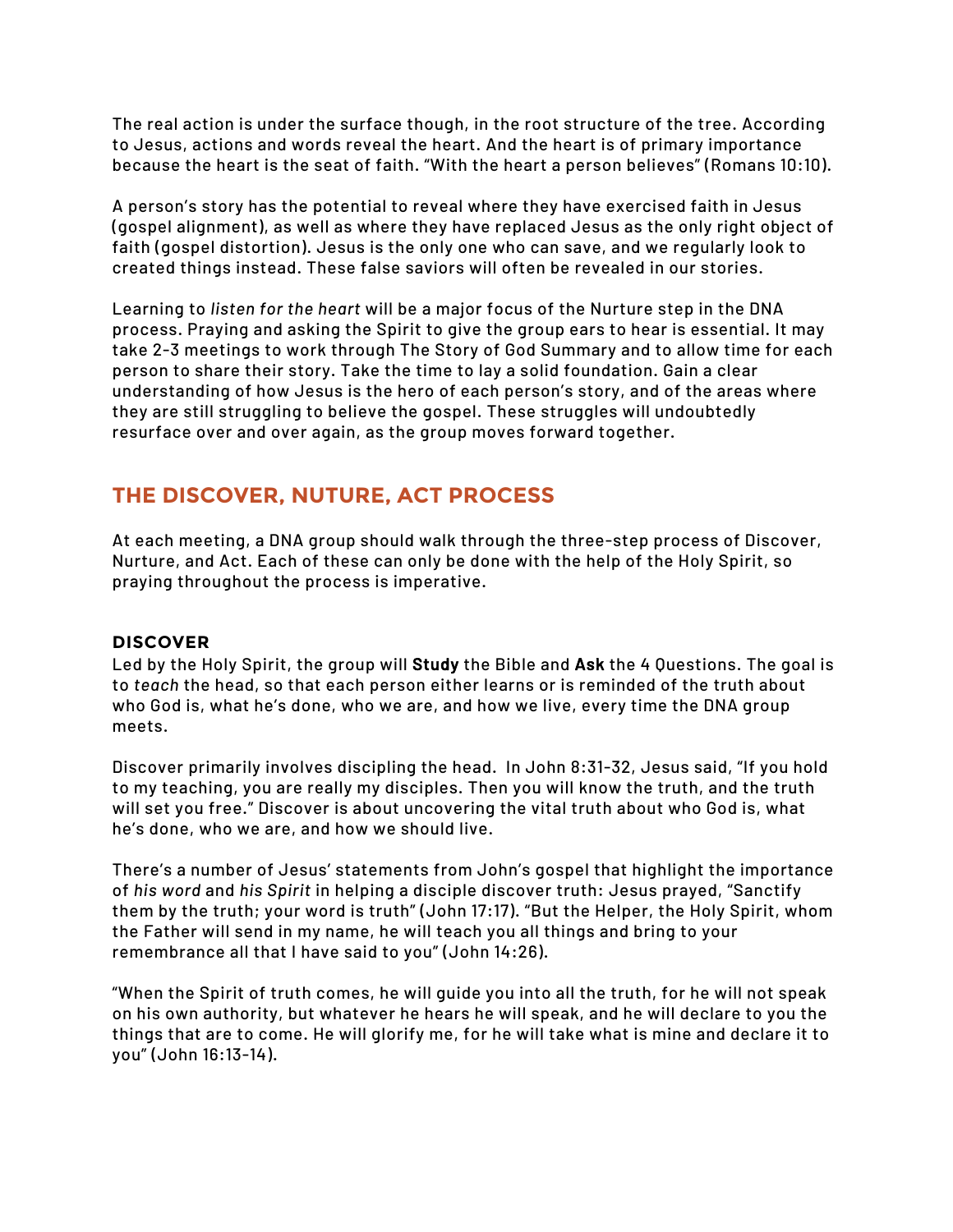The real action is under the surface though, in the root structure of the tree. According to Jesus, actions and words reveal the heart. And the heart is of primary importance because the heart is the seat of faith. "With the heart a person believes" (Romans 10:10).

A person's story has the potential to reveal where they have exercised faith in Jesus (gospel alignment), as well as where they have replaced Jesus as the only right object of faith (gospel distortion). Jesus is the only one who can save, and we regularly look to created things instead. These false saviors will often be revealed in our stories.

Learning to *listen for the heart* will be a major focus of the Nurture step in the DNA process. Praying and asking the Spirit to give the group ears to hear is essential. It may take 2-3 meetings to work through The Story of God Summary and to allow time for each person to share their story. Take the time to lay a solid foundation. Gain a clear understanding of how Jesus is the hero of each person's story, and of the areas where they are still struggling to believe the gospel. These struggles will undoubtedly resurface over and over again, as the group moves forward together.

## THE DISCOVER, NUTURE, ACT PROCESS

At each meeting, a DNA group should walk through the three-step process of Discover, Nurture, and Act. Each of these can only be done with the help of the Holy Spirit, so praying throughout the process is imperative.

### DISCOVER

Led by the Holy Spirit, the group will **Study** the Bible and **Ask** the 4 Questions. The goal is to *teach* the head, so that each person either learns or is reminded of the truth about who God is, what he's done, who we are, and how we live, every time the DNA group meets.

Discover primarily involves discipling the head. In John 8:31-32, Jesus said, "If you hold to my teaching, you are really my disciples. Then you will know the truth, and the truth will set you free." Discover is about uncovering the vital truth about who God is, what he's done, who we are, and how we should live.

There's a number of Jesus' statements from John's gospel that highlight the importance of *his word* and *his Spirit* in helping a disciple discover truth: Jesus prayed, "Sanctify them by the truth; your word is truth" (John 17:17). "But the Helper, the Holy Spirit, whom the Father will send in my name, he will teach you all things and bring to your remembrance all that I have said to you" (John 14:26).

"When the Spirit of truth comes, he will guide you into all the truth, for he will not speak on his own authority, but whatever he hears he will speak, and he will declare to you the things that are to come. He will glorify me, for he will take what is mine and declare it to you" (John 16:13-14).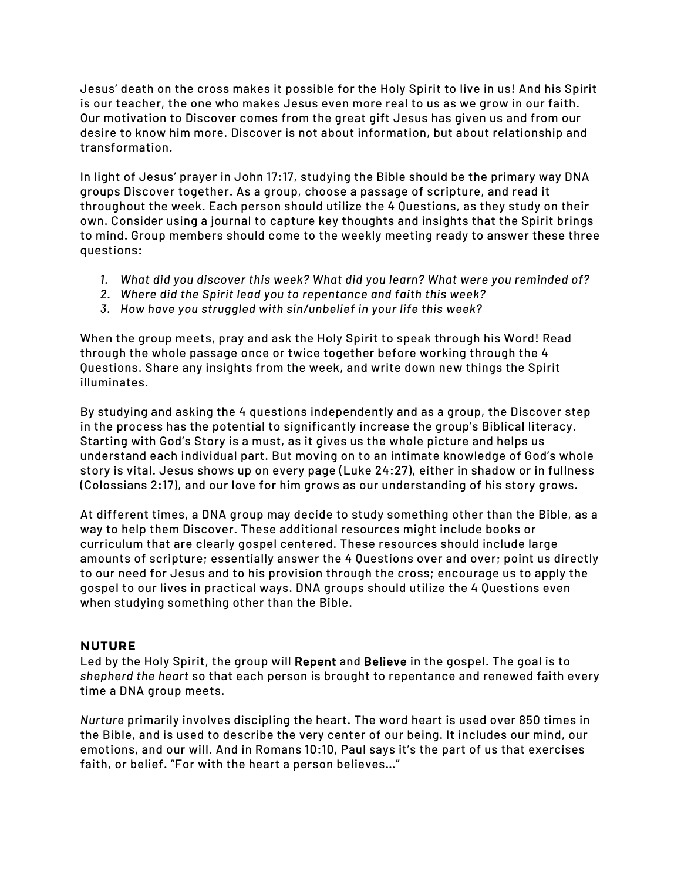Jesus' death on the cross makes it possible for the Holy Spirit to live in us! And his Spirit is our teacher, the one who makes Jesus even more real to us as we grow in our faith. Our motivation to Discover comes from the great gift Jesus has given us and from our desire to know him more. Discover is not about information, but about relationship and transformation.

In light of Jesus' prayer in John 17:17, studying the Bible should be the primary way DNA groups Discover together. As a group, choose a passage of scripture, and read it throughout the week. Each person should utilize the 4 Questions, as they study on their own. Consider using a journal to capture key thoughts and insights that the Spirit brings to mind. Group members should come to the weekly meeting ready to answer these three questions:

1. *What did you discover this week? What did you learn? What were you reminded of?*
2. *Where did the Spirit lead you to repentance and faith this week?*
3. *How have you struggled with sin/unbelief in your life this week?*

When the group meets, pray and ask the Holy Spirit to speak through his Word! Read through the whole passage once or twice together before working through the 4 Questions. Share any insights from the week, and write down new things the Spirit illuminates.

By studying and asking the 4 questions independently and as a group, the Discover step in the process has the potential to significantly increase the group's Biblical literacy. Starting with God's Story is a must, as it gives us the whole picture and helps us understand each individual part. But moving on to an intimate knowledge of God's whole story is vital. Jesus shows up on every page (Luke 24:27), either in shadow or in fullness (Colossians 2:17), and our love for him grows as our understanding of his story grows.

At different times, a DNA group may decide to study something other than the Bible, as a way to help them Discover. These additional resources might include books or curriculum that are clearly gospel centered. These resources should include large amounts of scripture; essentially answer the 4 Questions over and over; point us directly to our need for Jesus and to his provision through the cross; encourage us to apply the gospel to our lives in practical ways. DNA groups should utilize the 4 Questions even when studying something other than the Bible.

### NUTURE

Led by the Holy Spirit, the group will **Repent** and **Believe** in the gospel. The goal is to *shepherd the heart* so that each person is brought to repentance and renewed faith every time a DNA group meets.

*Nurture* primarily involves discipling the heart. The word heart is used over 850 times in the Bible, and is used to describe the very center of our being. It includes our mind, our emotions, and our will. And in Romans 10:10, Paul says it's the part of us that exercises faith, or belief. "For with the heart a person believes…"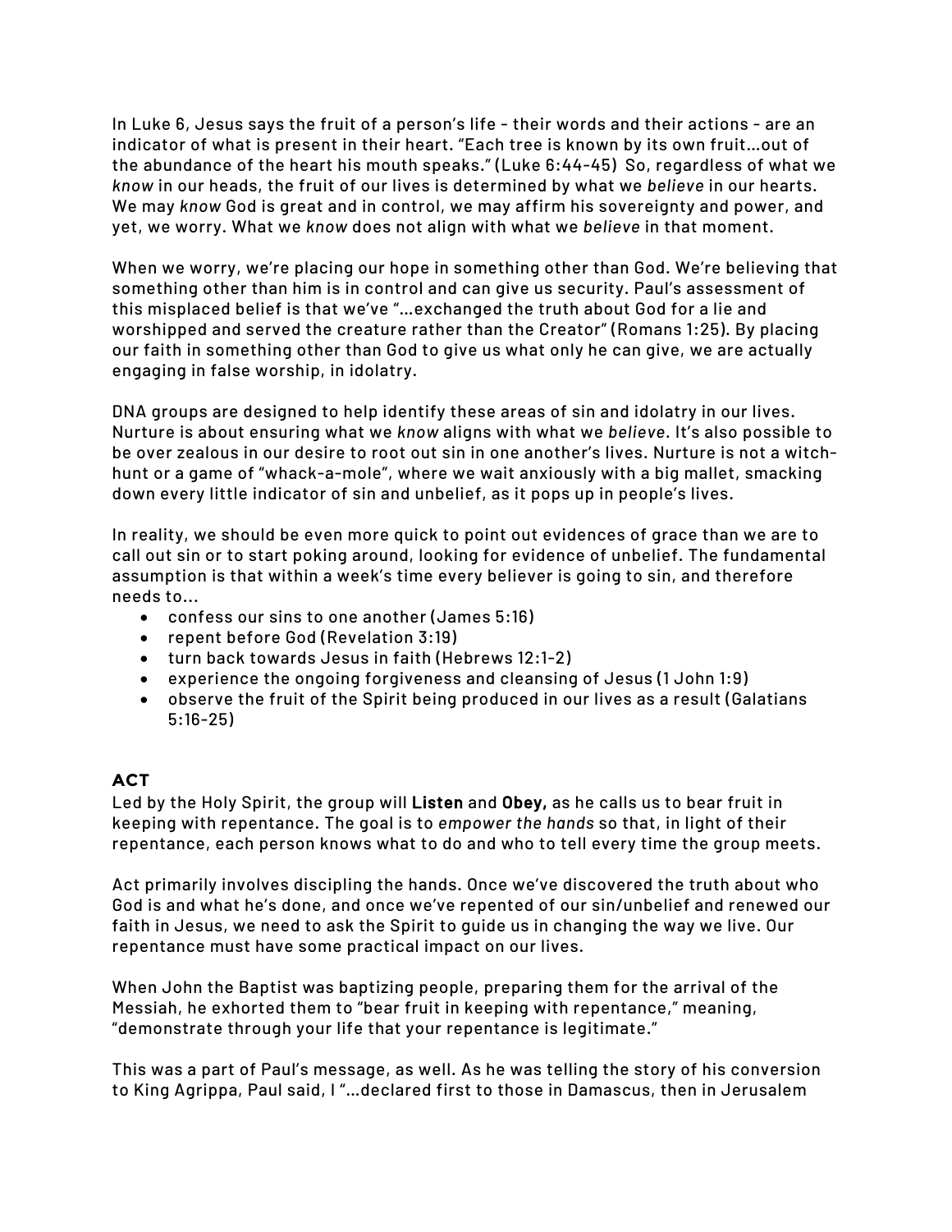In Luke 6, Jesus says the fruit of a person's life - their words and their actions - are an indicator of what is present in their heart. "Each tree is known by its own fruit…out of the abundance of the heart his mouth speaks." (Luke 6:44-45) So, regardless of what we *know* in our heads, the fruit of our lives is determined by what we *believe* in our hearts. We may *know* God is great and in control, we may affirm his sovereignty and power, and yet, we worry. What we *know* does not align with what we *believe* in that moment.

When we worry, we're placing our hope in something other than God. We're believing that something other than him is in control and can give us security. Paul's assessment of this misplaced belief is that we've "…exchanged the truth about God for a lie and worshipped and served the creature rather than the Creator" (Romans 1:25). By placing our faith in something other than God to give us what only he can give, we are actually engaging in false worship, in idolatry.

DNA groups are designed to help identify these areas of sin and idolatry in our lives. Nurture is about ensuring what we *know* aligns with what we *believe*. It's also possible to be over zealous in our desire to root out sin in one another's lives. Nurture is not a witch-hunt or a game of "whack-a-mole", where we wait anxiously with a big mallet, smacking down every little indicator of sin and unbelief, as it pops up in people's lives.

In reality, we should be even more quick to point out evidences of grace than we are to call out sin or to start poking around, looking for evidence of unbelief. The fundamental assumption is that within a week's time every believer is going to sin, and therefore needs to…

- confess our sins to one another (James 5:16)
- repent before God (Revelation 3:19)
- turn back towards Jesus in faith (Hebrews 12:1-2)
- experience the ongoing forgiveness and cleansing of Jesus (1 John 1:9)
- observe the fruit of the Spirit being produced in our lives as a result (Galatians 5:16-25)

## ACT

Led by the Holy Spirit, the group will **Listen** and **Obey,** as he calls us to bear fruit in keeping with repentance. The goal is to *empower the hands* so that, in light of their repentance, each person knows what to do and who to tell every time the group meets.

Act primarily involves discipling the hands. Once we've discovered the truth about who God is and what he's done, and once we've repented of our sin/unbelief and renewed our faith in Jesus, we need to ask the Spirit to guide us in changing the way we live. Our repentance must have some practical impact on our lives.

When John the Baptist was baptizing people, preparing them for the arrival of the Messiah, he exhorted them to "bear fruit in keeping with repentance," meaning, "demonstrate through your life that your repentance is legitimate."

This was a part of Paul's message, as well. As he was telling the story of his conversion to King Agrippa, Paul said, I "…declared first to those in Damascus, then in Jerusalem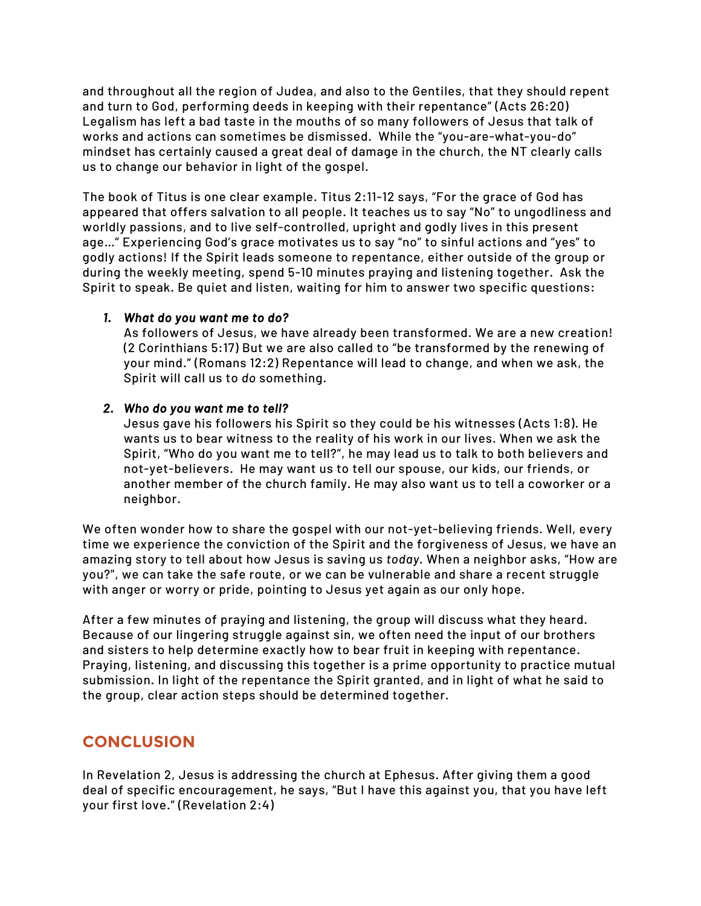and throughout all the region of Judea, and also to the Gentiles, that they should repent and turn to God, performing deeds in keeping with their repentance" (Acts 26:20) Legalism has left a bad taste in the mouths of so many followers of Jesus that talk of works and actions can sometimes be dismissed. While the "you-are-what-you-do" mindset has certainly caused a great deal of damage in the church, the NT clearly calls us to change our behavior in light of the gospel.

The book of Titus is one clear example. Titus 2:11-12 says, "For the grace of God has appeared that offers salvation to all people. It teaches us to say "No" to ungodliness and worldly passions, and to live self-controlled, upright and godly lives in this present age…" Experiencing God's grace motivates us to say "no" to sinful actions and "yes" to godly actions! If the Spirit leads someone to repentance, either outside of the group or during the weekly meeting, spend 5-10 minutes praying and listening together. Ask the Spirit to speak. Be quiet and listen, waiting for him to answer two specific questions:

1. ***What do you want me to do?***
   As followers of Jesus, we have already been transformed. We are a new creation! (2 Corinthians 5:17) But we are also called to "be transformed by the renewing of your mind." (Romans 12:2) Repentance will lead to change, and when we ask, the Spirit will call us to *do* something.

2. ***Who do you want me to tell?***
   Jesus gave his followers his Spirit so they could be his witnesses (Acts 1:8). He wants us to bear witness to the reality of his work in our lives. When we ask the Spirit, "Who do you want me to tell?", he may lead us to talk to both believers and not-yet-believers. He may want us to tell our spouse, our kids, our friends, or another member of the church family. He may also want us to tell a coworker or a neighbor.

We often wonder how to share the gospel with our not-yet-believing friends. Well, every time we experience the conviction of the Spirit and the forgiveness of Jesus, we have an amazing story to tell about how Jesus is saving us *today*. When a neighbor asks, "How are you?", we can take the safe route, or we can be vulnerable and share a recent struggle with anger or worry or pride, pointing to Jesus yet again as our only hope.

After a few minutes of praying and listening, the group will discuss what they heard. Because of our lingering struggle against sin, we often need the input of our brothers and sisters to help determine exactly how to bear fruit in keeping with repentance. Praying, listening, and discussing this together is a prime opportunity to practice mutual submission. In light of the repentance the Spirit granted, and in light of what he said to the group, clear action steps should be determined together.

## CONCLUSION

In Revelation 2, Jesus is addressing the church at Ephesus. After giving them a good deal of specific encouragement, he says, "But I have this against you, that you have left your first love." (Revelation 2:4)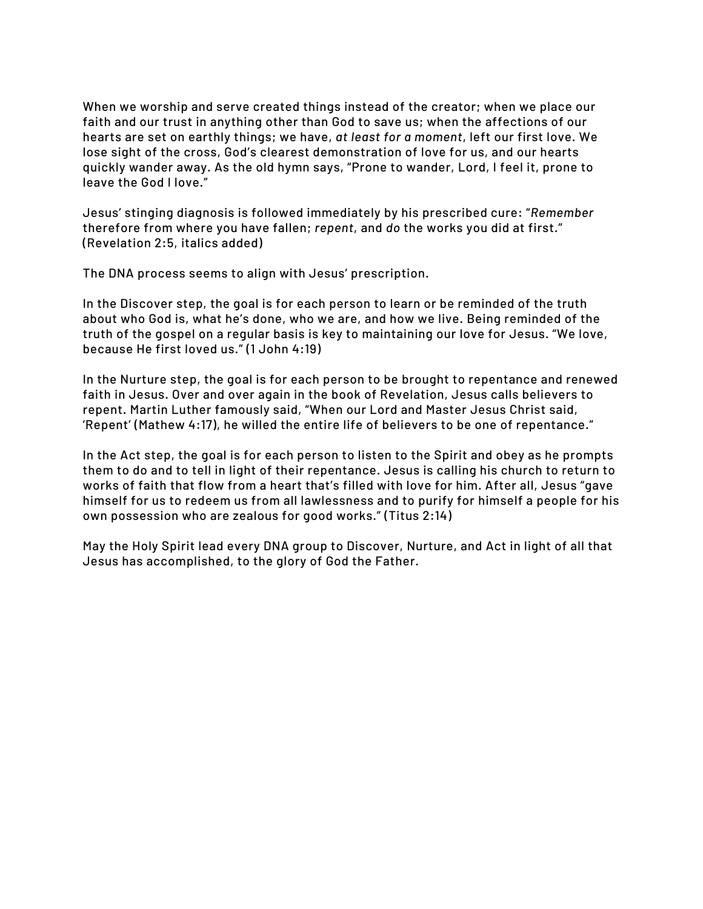When we worship and serve created things instead of the creator; when we place our faith and our trust in anything other than God to save us; when the affections of our hearts are set on earthly things; we have, *at least for a moment*, left our first love. We lose sight of the cross, God's clearest demonstration of love for us, and our hearts quickly wander away. As the old hymn says, "Prone to wander, Lord, I feel it, prone to leave the God I love."

Jesus' stinging diagnosis is followed immediately by his prescribed cure: "*Remember* therefore from where you have fallen; *repent*, and *do* the works you did at first." (Revelation 2:5, italics added)

The DNA process seems to align with Jesus' prescription.

In the Discover step, the goal is for each person to learn or be reminded of the truth about who God is, what he's done, who we are, and how we live. Being reminded of the truth of the gospel on a regular basis is key to maintaining our love for Jesus. "We love, because He first loved us." (1 John 4:19)

In the Nurture step, the goal is for each person to be brought to repentance and renewed faith in Jesus. Over and over again in the book of Revelation, Jesus calls believers to repent. Martin Luther famously said, "When our Lord and Master Jesus Christ said, 'Repent' (Mathew 4:17), he willed the entire life of believers to be one of repentance."

In the Act step, the goal is for each person to listen to the Spirit and obey as he prompts them to do and to tell in light of their repentance. Jesus is calling his church to return to works of faith that flow from a heart that's filled with love for him. After all, Jesus "gave himself for us to redeem us from all lawlessness and to purify for himself a people for his own possession who are zealous for good works." (Titus 2:14)

May the Holy Spirit lead every DNA group to Discover, Nurture, and Act in light of all that Jesus has accomplished, to the glory of God the Father.